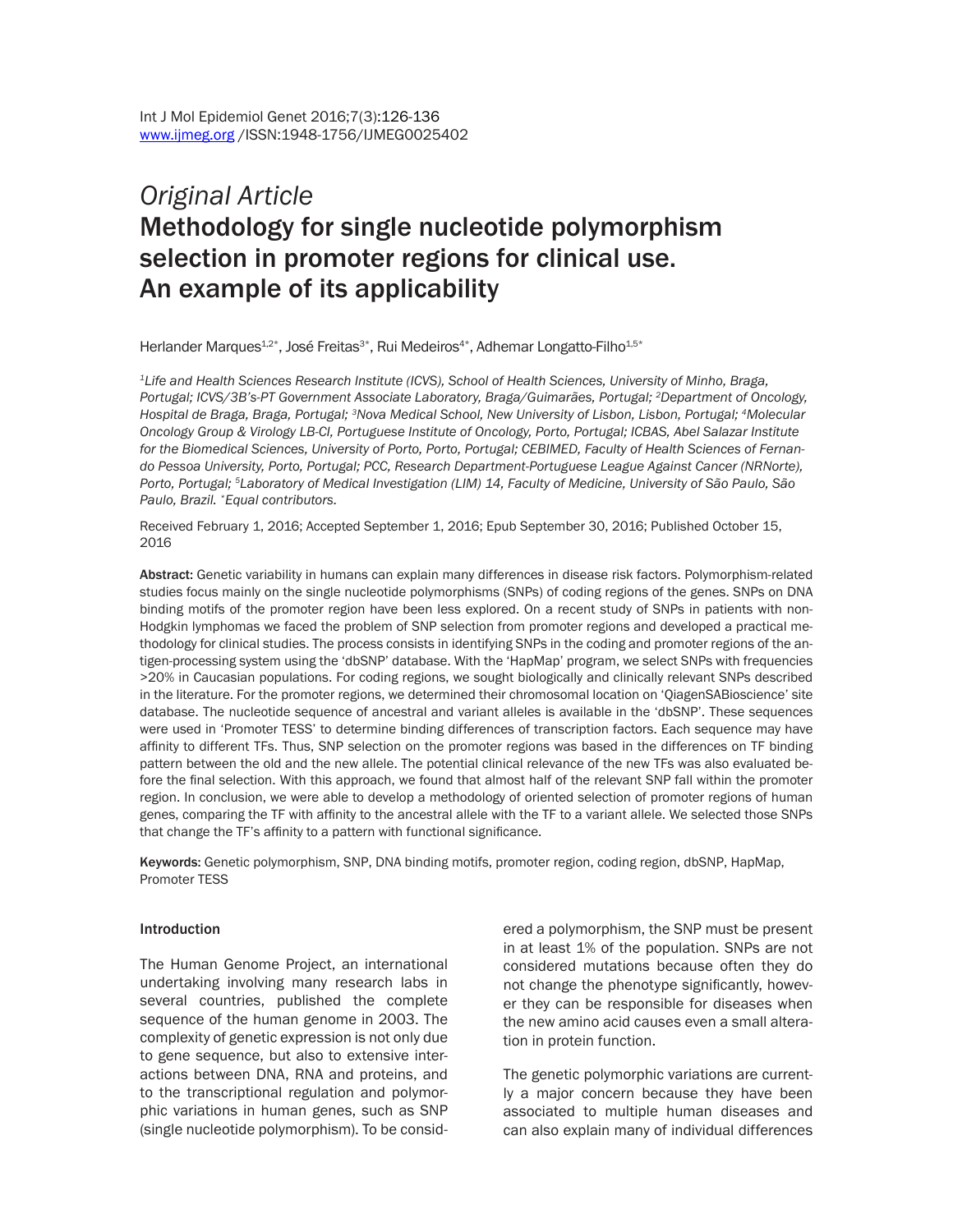*Original Article*

# Methodology for single nucleotide polymorphism selection in promoter regions for clinical use. An example of its applicability

Herlander Marques[1,2*], José Freitas[3*], Rui Medeiros[4*], Adhemar Longatto-Filho[1,5*]

*[1]Life and Health Sciences Research Institute (ICVS), School of Health Sciences, University of Minho, Braga, Portugal; ICVS/3B's-PT Government Associate Laboratory, Braga/Guimarães, Portugal; [2]Department of Oncology, Hospital de Braga, Braga, Portugal; [3]Nova Medical School, New University of Lisbon, Lisbon, Portugal; [4]Molecular Oncology Group & Virology LB-CI, Portuguese Institute of Oncology, Porto, Portugal; ICBAS, Abel Salazar Institute for the Biomedical Sciences, University of Porto, Porto, Portugal; CEBIMED, Faculty of Health Sciences of Fernando Pessoa University, Porto, Portugal; PCC, Research Department-Portuguese League Against Cancer (NRNorte), Porto, Portugal; [5]Laboratory of Medical Investigation (LIM) 14, Faculty of Medicine, University of São Paulo, São Paulo, Brazil. *Equal contributors.*

Received February 1, 2016; Accepted September 1, 2016; Epub September 30, 2016; Published October 15, 2016

**Abstract:** Genetic variability in humans can explain many differences in disease risk factors. Polymorphism-related studies focus mainly on the single nucleotide polymorphisms (SNPs) of coding regions of the genes. SNPs on DNA binding motifs of the promoter region have been less explored. On a recent study of SNPs in patients with non-Hodgkin lymphomas we faced the problem of SNP selection from promoter regions and developed a practical methodology for clinical studies. The process consists in identifying SNPs in the coding and promoter regions of the antigen-processing system using the 'dbSNP' database. With the 'HapMap' program, we select SNPs with frequencies >20% in Caucasian populations. For coding regions, we sought biologically and clinically relevant SNPs described in the literature. For the promoter regions, we determined their chromosomal location on 'QiagenSABioscience' site database. The nucleotide sequence of ancestral and variant alleles is available in the 'dbSNP'. These sequences were used in 'Promoter TESS' to determine binding differences of transcription factors. Each sequence may have affinity to different TFs. Thus, SNP selection on the promoter regions was based in the differences on TF binding pattern between the old and the new allele. The potential clinical relevance of the new TFs was also evaluated before the final selection. With this approach, we found that almost half of the relevant SNP fall within the promoter region. In conclusion, we were able to develop a methodology of oriented selection of promoter regions of human genes, comparing the TF with affinity to the ancestral allele with the TF to a variant allele. We selected those SNPs that change the TF's affinity to a pattern with functional significance.

**Keywords:** Genetic polymorphism, SNP, DNA binding motifs, promoter region, coding region, dbSNP, HapMap, Promoter TESS

## Introduction

The Human Genome Project, an international undertaking involving many research labs in several countries, published the complete sequence of the human genome in 2003. The complexity of genetic expression is not only due to gene sequence, but also to extensive interactions between DNA, RNA and proteins, and to the transcriptional regulation and polymorphic variations in human genes, such as SNP (single nucleotide polymorphism). To be considered a polymorphism, the SNP must be present in at least 1% of the population. SNPs are not considered mutations because often they do not change the phenotype significantly, however they can be responsible for diseases when the new amino acid causes even a small alteration in protein function.

The genetic polymorphic variations are currently a major concern because they have been associated to multiple human diseases and can also explain many of individual differences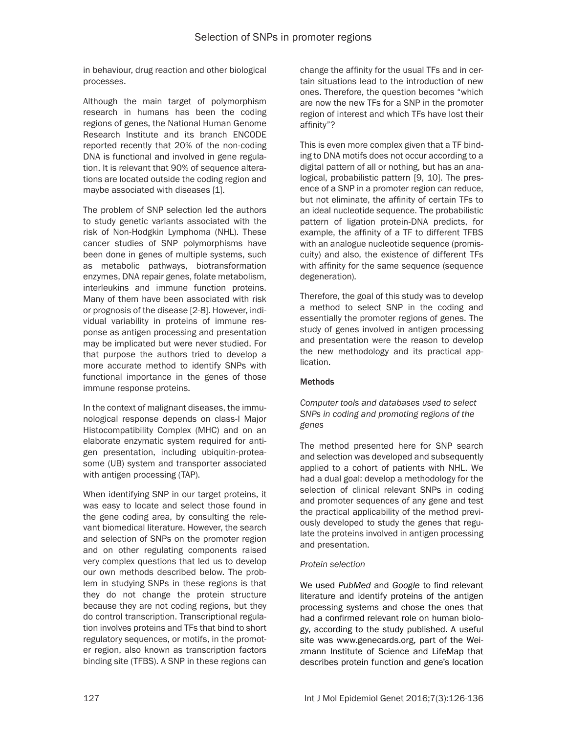in behaviour, drug reaction and other biological processes.

Although the main target of polymorphism research in humans has been the coding regions of genes, the National Human Genome Research Institute and its branch ENCODE reported recently that 20% of the non-coding DNA is functional and involved in gene regulation. It is relevant that 90% of sequence alterations are located outside the coding region and maybe associated with diseases [1].

The problem of SNP selection led the authors to study genetic variants associated with the risk of Non-Hodgkin Lymphoma (NHL). These cancer studies of SNP polymorphisms have been done in genes of multiple systems, such as metabolic pathways, biotransformation enzymes, DNA repair genes, folate metabolism, interleukins and immune function proteins. Many of them have been associated with risk or prognosis of the disease [2-8]. However, individual variability in proteins of immune response as antigen processing and presentation may be implicated but were never studied. For that purpose the authors tried to develop a more accurate method to identify SNPs with functional importance in the genes of those immune response proteins.

In the context of malignant diseases, the immunological response depends on class-I Major Histocompatibility Complex (MHC) and on an elaborate enzymatic system required for antigen presentation, including ubiquitin-proteasome (UB) system and transporter associated with antigen processing (TAP).

When identifying SNP in our target proteins, it was easy to locate and select those found in the gene coding area, by consulting the relevant biomedical literature. However, the search and selection of SNPs on the promoter region and on other regulating components raised very complex questions that led us to develop our own methods described below. The problem in studying SNPs in these regions is that they do not change the protein structure because they are not coding regions, but they do control transcription. Transcriptional regulation involves proteins and TFs that bind to short regulatory sequences, or motifs, in the promoter region, also known as transcription factors binding site (TFBS). A SNP in these regions can change the affinity for the usual TFs and in certain situations lead to the introduction of new ones. Therefore, the question becomes "which are now the new TFs for a SNP in the promoter region of interest and which TFs have lost their affinity"?

This is even more complex given that a TF binding to DNA motifs does not occur according to a digital pattern of all or nothing, but has an analogical, probabilistic pattern [9, 10]. The presence of a SNP in a promoter region can reduce, but not eliminate, the affinity of certain TFs to an ideal nucleotide sequence. The probabilistic pattern of ligation protein-DNA predicts, for example, the affinity of a TF to different TFBS with an analogue nucleotide sequence (promiscuity) and also, the existence of different TFs with affinity for the same sequence (sequence degeneration).

Therefore, the goal of this study was to develop a method to select SNP in the coding and essentially the promoter regions of genes. The study of genes involved in antigen processing and presentation were the reason to develop the new methodology and its practical application.

## Methods

### *Computer tools and databases used to select SNPs in coding and promoting regions of the genes*

The method presented here for SNP search and selection was developed and subsequently applied to a cohort of patients with NHL. We had a dual goal: develop a methodology for the selection of clinical relevant SNPs in coding and promoter sequences of any gene and test the practical applicability of the method previously developed to study the genes that regulate the proteins involved in antigen processing and presentation.

### *Protein selection*

We used *PubMed* and *Google* to find relevant literature and identify proteins of the antigen processing systems and chose the ones that had a confirmed relevant role on human biology, according to the study published. A useful site was www.genecards.org, part of the Weizmann Institute of Science and LifeMap that describes protein function and gene's location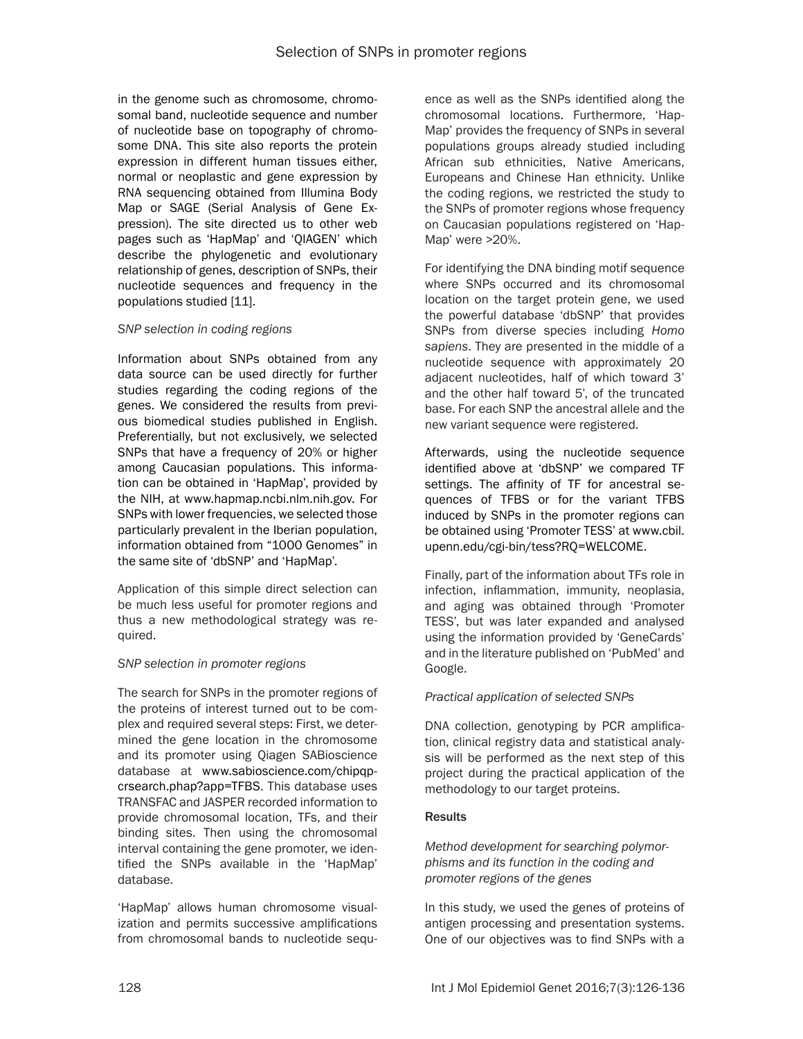in the genome such as chromosome, chromosomal band, nucleotide sequence and number of nucleotide base on topography of chromosome DNA. This site also reports the protein expression in different human tissues either, normal or neoplastic and gene expression by RNA sequencing obtained from Illumina Body Map or SAGE (Serial Analysis of Gene Expression). The site directed us to other web pages such as 'HapMap' and 'QIAGEN' which describe the phylogenetic and evolutionary relationship of genes, description of SNPs, their nucleotide sequences and frequency in the populations studied [11].

*SNP selection in coding regions*

Information about SNPs obtained from any data source can be used directly for further studies regarding the coding regions of the genes. We considered the results from previous biomedical studies published in English. Preferentially, but not exclusively, we selected SNPs that have a frequency of 20% or higher among Caucasian populations. This information can be obtained in 'HapMap', provided by the NIH, at www.hapmap.ncbi.nlm.nih.gov. For SNPs with lower frequencies, we selected those particularly prevalent in the Iberian population, information obtained from "1000 Genomes" in the same site of 'dbSNP' and 'HapMap'.

Application of this simple direct selection can be much less useful for promoter regions and thus a new methodological strategy was required.

*SNP selection in promoter regions*

The search for SNPs in the promoter regions of the proteins of interest turned out to be complex and required several steps: First, we determined the gene location in the chromosome and its promoter using Qiagen SABioscience database at www.sabioscience.com/chipqpcrsearch.phap?app=TFBS. This database uses TRANSFAC and JASPER recorded information to provide chromosomal location, TFs, and their binding sites. Then using the chromosomal interval containing the gene promoter, we identified the SNPs available in the 'HapMap' database.

'HapMap' allows human chromosome visualization and permits successive amplifications from chromosomal bands to nucleotide sequence as well as the SNPs identified along the chromosomal locations. Furthermore, 'HapMap' provides the frequency of SNPs in several populations groups already studied including African sub ethnicities, Native Americans, Europeans and Chinese Han ethnicity. Unlike the coding regions, we restricted the study to the SNPs of promoter regions whose frequency on Caucasian populations registered on 'HapMap' were >20%.

For identifying the DNA binding motif sequence where SNPs occurred and its chromosomal location on the target protein gene, we used the powerful database 'dbSNP' that provides SNPs from diverse species including *Homo sapiens*. They are presented in the middle of a nucleotide sequence with approximately 20 adjacent nucleotides, half of which toward 3' and the other half toward 5', of the truncated base. For each SNP the ancestral allele and the new variant sequence were registered.

Afterwards, using the nucleotide sequence identified above at 'dbSNP' we compared TF settings. The affinity of TF for ancestral sequences of TFBS or for the variant TFBS induced by SNPs in the promoter regions can be obtained using 'Promoter TESS' at www.cbil.upenn.edu/cgi-bin/tess?RQ=WELCOME.

Finally, part of the information about TFs role in infection, inflammation, immunity, neoplasia, and aging was obtained through 'Promoter TESS', but was later expanded and analysed using the information provided by 'GeneCards' and in the literature published on 'PubMed' and Google.

*Practical application of selected SNPs*

DNA collection, genotyping by PCR amplification, clinical registry data and statistical analysis will be performed as the next step of this project during the practical application of the methodology to our target proteins.

## Results

*Method development for searching polymorphisms and its function in the coding and promoter regions of the genes*

In this study, we used the genes of proteins of antigen processing and presentation systems. One of our objectives was to find SNPs with a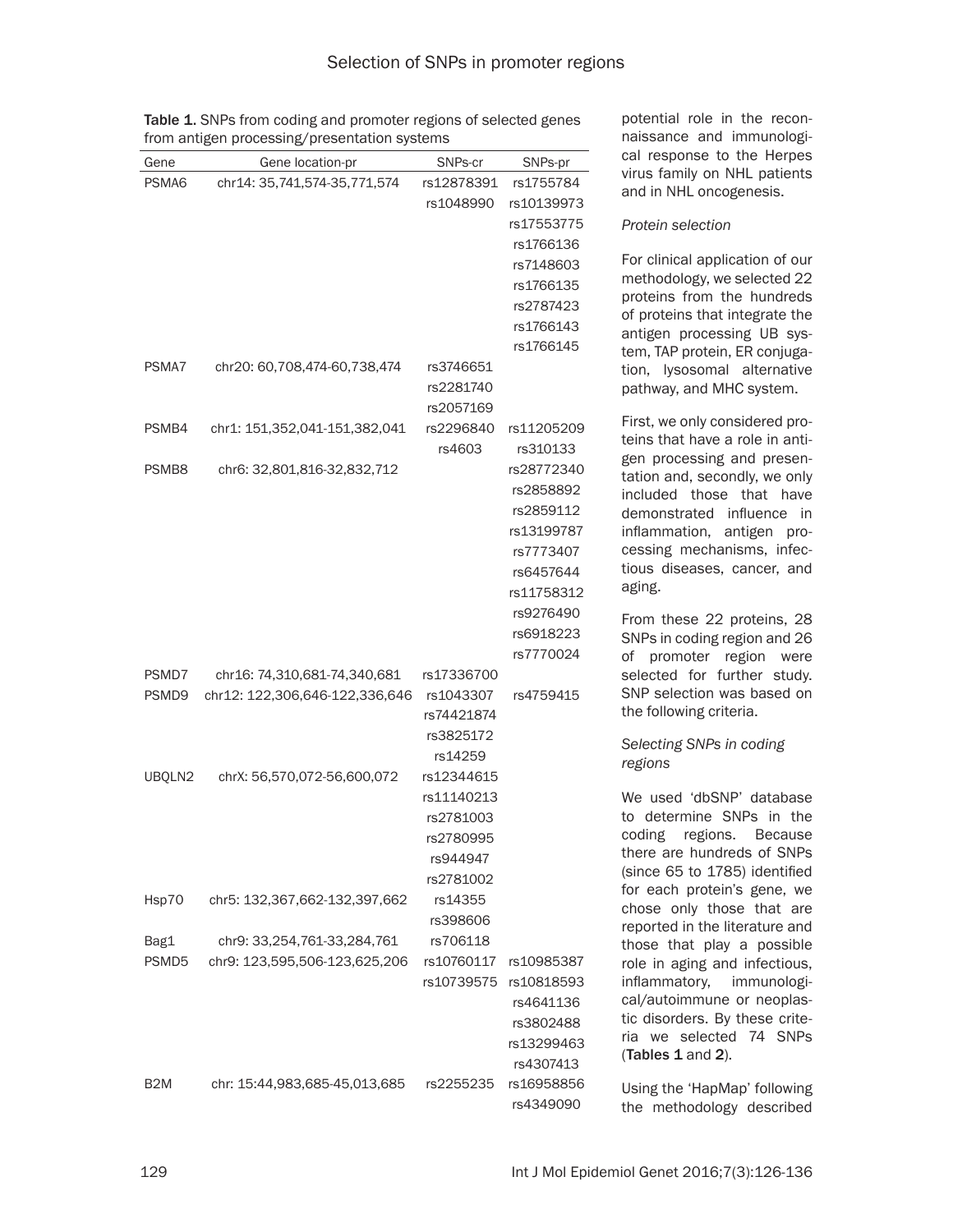**Table 1.** SNPs from coding and promoter regions of selected genes from antigen processing/presentation systems

| Gene | Gene location-pr | SNPs-cr | SNPs-pr |
|---|---|---|---|
| PSMA6 | chr14: 35,741,574-35,771,574 | rs12878391 | rs1755784 |
| | | rs1048990 | rs10139973 |
| | | | rs17553775 |
| | | | rs1766136 |
| | | | rs7148603 |
| | | | rs1766135 |
| | | | rs2787423 |
| | | | rs1766143 |
| | | | rs1766145 |
| PSMA7 | chr20: 60,708,474-60,738,474 | rs3746651 | |
| | | rs2281740 | |
| | | rs2057169 | |
| PSMB4 | chr1: 151,352,041-151,382,041 | rs2296840 | rs11205209 |
| | | rs4603 | rs310133 |
| PSMB8 | chr6: 32,801,816-32,832,712 | | rs28772340 |
| | | | rs2858892 |
| | | | rs2859112 |
| | | | rs13199787 |
| | | | rs7773407 |
| | | | rs6457644 |
| | | | rs11758312 |
| | | | rs9276490 |
| | | | rs6918223 |
| | | | rs7770024 |
| PSMD7 | chr16: 74,310,681-74,340,681 | rs17336700 | |
| PSMD9 | chr12: 122,306,646-122,336,646 | rs1043307 | rs4759415 |
| | | rs74421874 | |
| | | rs3825172 | |
| | | rs14259 | |
| UBQLN2 | chrX: 56,570,072-56,600,072 | rs12344615 | |
| | | rs11140213 | |
| | | rs2781003 | |
| | | rs2780995 | |
| | | rs944947 | |
| | | rs2781002 | |
| Hsp70 | chr5: 132,367,662-132,397,662 | rs14355 | |
| | | rs398606 | |
| Bag1 | chr9: 33,254,761-33,284,761 | rs706118 | |
| PSMD5 | chr9: 123,595,506-123,625,206 | rs10760117 | rs10985387 |
| | | rs10739575 | rs10818593 |
| | | | rs4641136 |
| | | | rs3802488 |
| | | | rs13299463 |
| | | | rs4307413 |
| B2M | chr: 15:44,983,685-45,013,685 | rs2255235 | rs16958856 |
| | | | rs4349090 |

potential role in the reconnaissance and immunological response to the Herpes virus family on NHL patients and in NHL oncogenesis.

*Protein selection*

For clinical application of our methodology, we selected 22 proteins from the hundreds of proteins that integrate the antigen processing UB system, TAP protein, ER conjugation, lysosomal alternative pathway, and MHC system.

First, we only considered proteins that have a role in antigen processing and presentation and, secondly, we only included those that have demonstrated influence in inflammation, antigen processing mechanisms, infectious diseases, cancer, and aging.

From these 22 proteins, 28 SNPs in coding region and 26 of promoter region were selected for further study. SNP selection was based on the following criteria.

*Selecting SNPs in coding regions*

We used 'dbSNP' database to determine SNPs in the coding regions. Because there are hundreds of SNPs (since 65 to 1785) identified for each protein's gene, we chose only those that are reported in the literature and those that play a possible role in aging and infectious, inflammatory, immunological/autoimmune or neoplastic disorders. By these criteria we selected 74 SNPs (**Tables 1** and **2**).

Using the 'HapMap' following the methodology described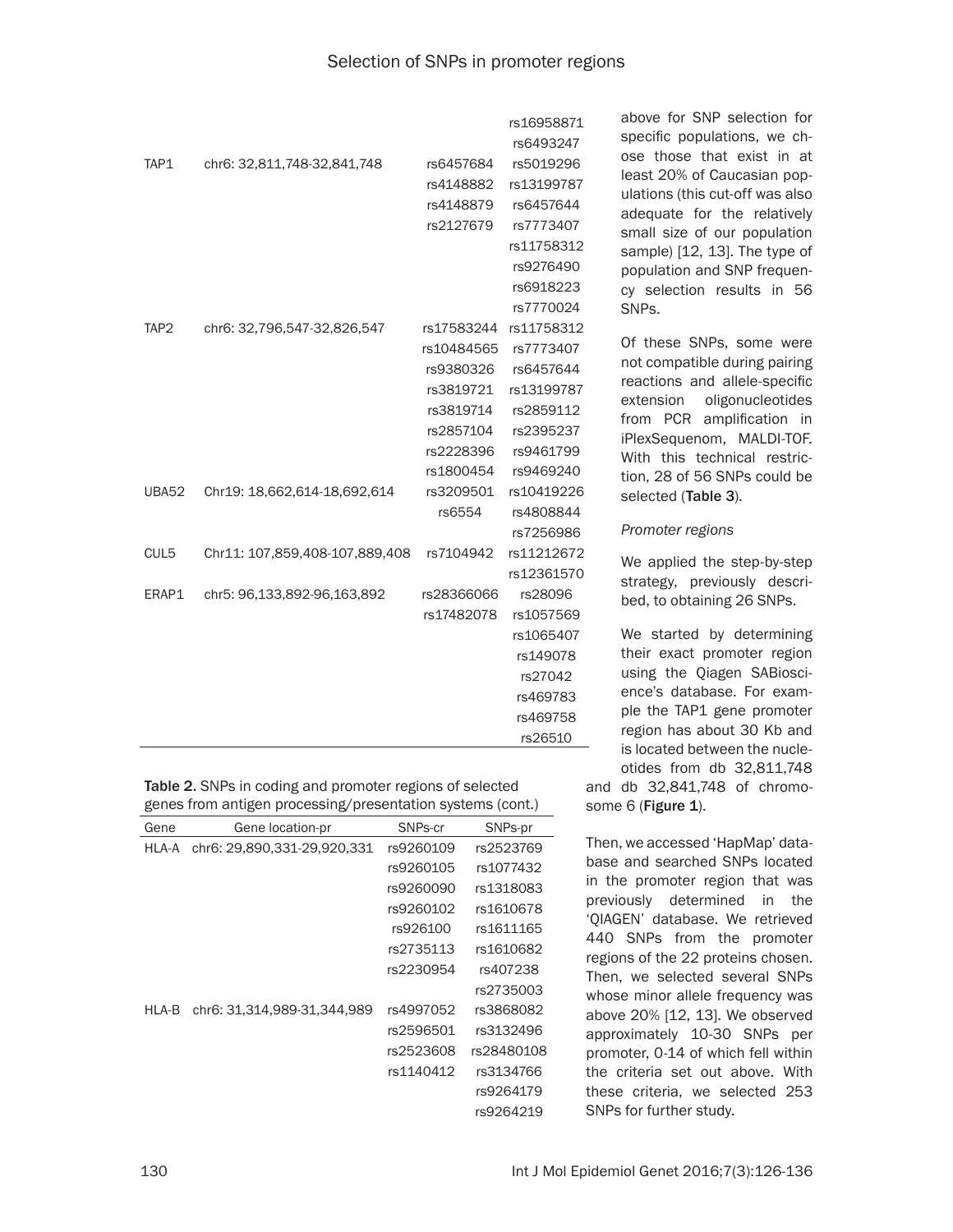| | | | rs16958871 |
|---|---|---|---|
| | | | rs6493247 |
| TAP1 | chr6: 32,811,748-32,841,748 | rs6457684 | rs5019296 |
| | | rs4148882 | rs13199787 |
| | | rs4148879 | rs6457644 |
| | | rs2127679 | rs7773407 |
| | | | rs11758312 |
| | | | rs9276490 |
| | | | rs6918223 |
| | | | rs7770024 |
| TAP2 | chr6: 32,796,547-32,826,547 | rs17583244 | rs11758312 |
| | | rs10484565 | rs7773407 |
| | | rs9380326 | rs6457644 |
| | | rs3819721 | rs13199787 |
| | | rs3819714 | rs2859112 |
| | | rs2857104 | rs2395237 |
| | | rs2228396 | rs9461799 |
| | | rs1800454 | rs9469240 |
| UBA52 | Chr19: 18,662,614-18,692,614 | rs3209501 | rs10419226 |
| | | rs6554 | rs4808844 |
| | | | rs7256986 |
| CUL5 | Chr11: 107,859,408-107,889,408 | rs7104942 | rs11212672 |
| | | | rs12361570 |
| ERAP1 | chr5: 96,133,892-96,163,892 | rs28366066 | rs28096 |
| | | rs17482078 | rs1057569 |
| | | | rs1065407 |
| | | | rs149078 |
| | | | rs27042 |
| | | | rs469783 |
| | | | rs469758 |
| | | | rs26510 |

**Table 2.** SNPs in coding and promoter regions of selected genes from antigen processing/presentation systems (cont.)

| Gene | Gene location-pr | SNPs-cr | SNPs-pr |
|---|---|---|---|
| HLA-A | chr6: 29,890,331-29,920,331 | rs9260109 | rs2523769 |
| | | rs9260105 | rs1077432 |
| | | rs9260090 | rs1318083 |
| | | rs9260102 | rs1610678 |
| | | rs926100 | rs1611165 |
| | | rs2735113 | rs1610682 |
| | | rs2230954 | rs407238 |
| | | | rs2735003 |
| HLA-B | chr6: 31,314,989-31,344,989 | rs4997052 | rs3868082 |
| | | rs2596501 | rs3132496 |
| | | rs2523608 | rs28480108 |
| | | rs1140412 | rs3134766 |
| | | | rs9264179 |
| | | | rs9264219 |

above for SNP selection for specific populations, we chose those that exist in at least 20% of Caucasian populations (this cut-off was also adequate for the relatively small size of our population sample) [12, 13]. The type of population and SNP frequency selection results in 56 SNPs.

Of these SNPs, some were not compatible during pairing reactions and allele-specific extension oligonucleotides from PCR amplification in iPlexSequenom, MALDI-TOF. With this technical restriction, 28 of 56 SNPs could be selected (**Table 3**).

*Promoter regions*

We applied the step-by-step strategy, previously described, to obtaining 26 SNPs.

We started by determining their exact promoter region using the Qiagen SABioscience's database. For example the TAP1 gene promoter region has about 30 Kb and is located between the nucleotides from db 32,811,748 and db 32,841,748 of chromosome 6 (**Figure 1**).

Then, we accessed 'HapMap' database and searched SNPs located in the promoter region that was previously determined in the 'QIAGEN' database. We retrieved 440 SNPs from the promoter regions of the 22 proteins chosen. Then, we selected several SNPs whose minor allele frequency was above 20% [12, 13]. We observed approximately 10-30 SNPs per promoter, 0-14 of which fell within the criteria set out above. With these criteria, we selected 253 SNPs for further study.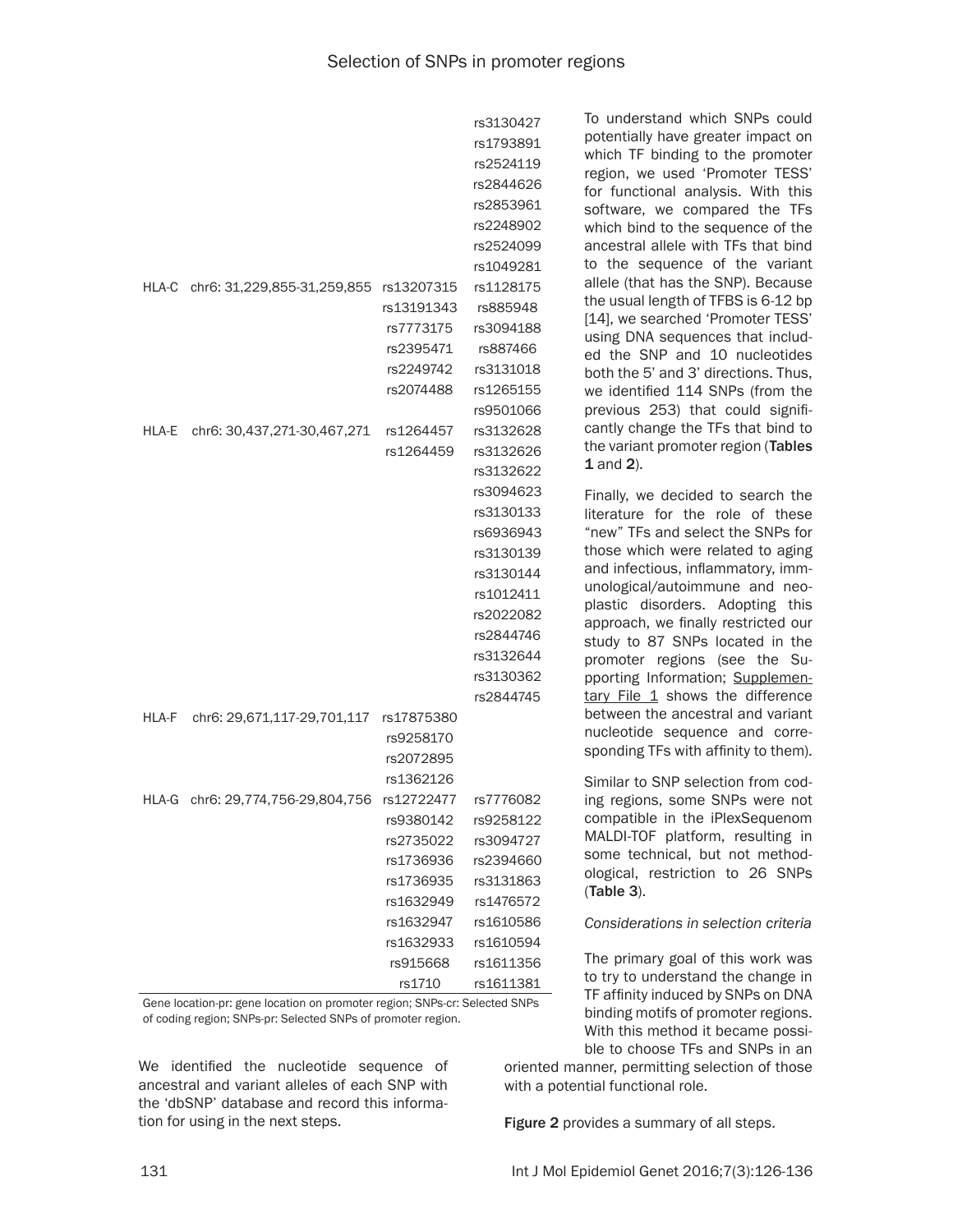| | | | |
|---|---|---|---|
| | | | rs3130427 |
| | | | rs1793891 |
| | | | rs2524119 |
| | | | rs2844626 |
| | | | rs2853961 |
| | | | rs2248902 |
| | | | rs2524099 |
| | | | rs1049281 |
| HLA-C | chr6: 31,229,855-31,259,855 | rs13207315 | rs1128175 |
| | | rs13191343 | rs885948 |
| | | rs7773175 | rs3094188 |
| | | rs2395471 | rs887466 |
| | | rs2249742 | rs3131018 |
| | | rs2074488 | rs1265155 |
| | | | rs9501066 |
| HLA-E | chr6: 30,437,271-30,467,271 | rs1264457 | rs3132628 |
| | | rs1264459 | rs3132626 |
| | | | rs3132622 |
| | | | rs3094623 |
| | | | rs3130133 |
| | | | rs6936943 |
| | | | rs3130139 |
| | | | rs3130144 |
| | | | rs1012411 |
| | | | rs2022082 |
| | | | rs2844746 |
| | | | rs3132644 |
| | | | rs3130362 |
| | | | rs2844745 |
| HLA-F | chr6: 29,671,117-29,701,117 | rs17875380 | |
| | | rs9258170 | |
| | | rs2072895 | |
| | | rs1362126 | |
| HLA-G | chr6: 29,774,756-29,804,756 | rs12722477 | rs7776082 |
| | | rs9380142 | rs9258122 |
| | | rs2735022 | rs3094727 |
| | | rs1736936 | rs2394660 |
| | | rs1736935 | rs3131863 |
| | | rs1632949 | rs1476572 |
| | | rs1632947 | rs1610586 |
| | | rs1632933 | rs1610594 |
| | | rs915668 | rs1611356 |
| | | rs1710 | rs1611381 |

Gene location-pr: gene location on promoter region; SNPs-cr: Selected SNPs of coding region; SNPs-pr: Selected SNPs of promoter region.

We identified the nucleotide sequence of ancestral and variant alleles of each SNP with the 'dbSNP' database and record this information for using in the next steps.

To understand which SNPs could potentially have greater impact on which TF binding to the promoter region, we used 'Promoter TESS' for functional analysis. With this software, we compared the TFs which bind to the sequence of the ancestral allele with TFs that bind to the sequence of the variant allele (that has the SNP). Because the usual length of TFBS is 6-12 bp [14], we searched 'Promoter TESS' using DNA sequences that included the SNP and 10 nucleotides both the 5' and 3' directions. Thus, we identified 114 SNPs (from the previous 253) that could significantly change the TFs that bind to the variant promoter region (**Tables 1** and **2**).

Finally, we decided to search the literature for the role of these "new" TFs and select the SNPs for those which were related to aging and infectious, inflammatory, immunological/autoimmune and neoplastic disorders. Adopting this approach, we finally restricted our study to 87 SNPs located in the promoter regions (see the Supporting Information; Supplementary File 1 shows the difference between the ancestral and variant nucleotide sequence and corresponding TFs with affinity to them).

Similar to SNP selection from coding regions, some SNPs were not compatible in the iPlexSequenom MALDI-TOF platform, resulting in some technical, but not methodological, restriction to 26 SNPs (**Table 3**).

*Considerations in selection criteria*

The primary goal of this work was to try to understand the change in TF affinity induced by SNPs on DNA binding motifs of promoter regions. With this method it became possible to choose TFs and SNPs in an oriented manner, permitting selection of those with a potential functional role.

**Figure 2** provides a summary of all steps.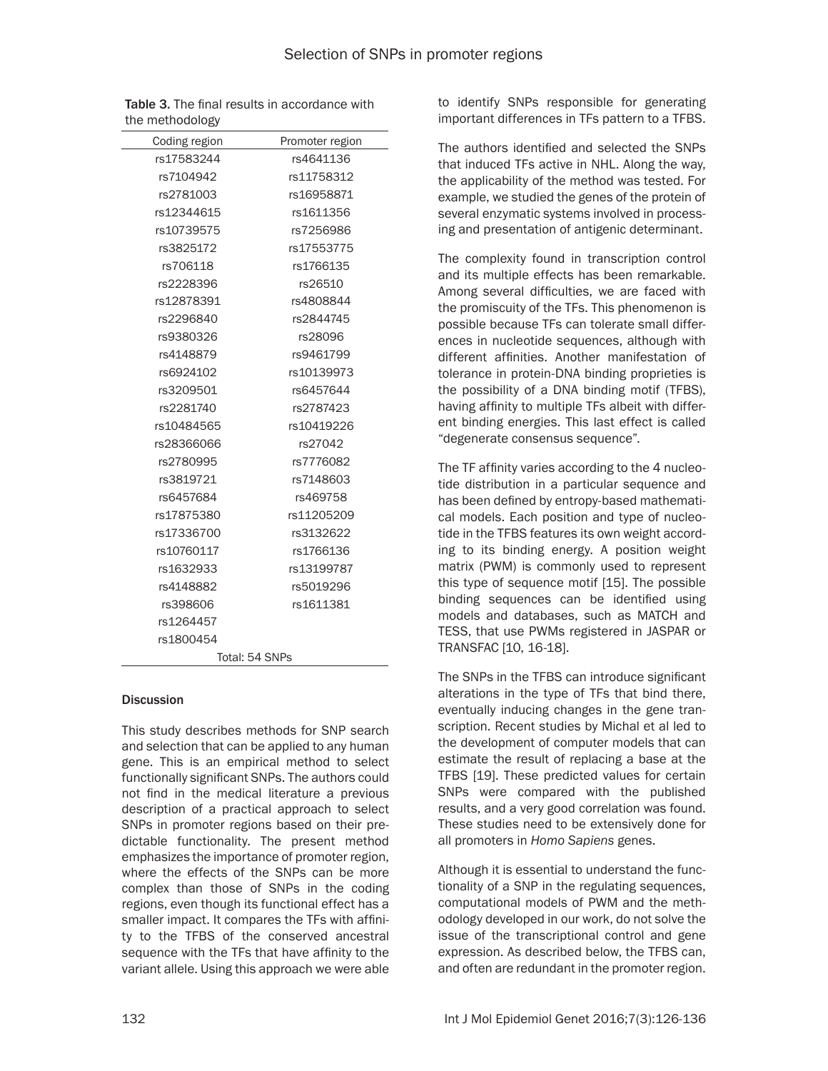Table 3. The final results in accordance with the methodology

| Coding region | Promoter region |
|---|---|
| rs17583244 | rs4641136 |
| rs7104942 | rs11758312 |
| rs2781003 | rs16958871 |
| rs12344615 | rs1611356 |
| rs10739575 | rs7256986 |
| rs3825172 | rs17553775 |
| rs706118 | rs1766135 |
| rs2228396 | rs26510 |
| rs12878391 | rs4808844 |
| rs2296840 | rs2844745 |
| rs9380326 | rs28096 |
| rs4148879 | rs9461799 |
| rs6924102 | rs10139973 |
| rs3209501 | rs6457644 |
| rs2281740 | rs2787423 |
| rs10484565 | rs10419226 |
| rs28366066 | rs27042 |
| rs2780995 | rs7776082 |
| rs3819721 | rs7148603 |
| rs6457684 | rs469758 |
| rs17875380 | rs11205209 |
| rs17336700 | rs3132622 |
| rs10760117 | rs1766136 |
| rs1632933 | rs13199787 |
| rs4148882 | rs5019296 |
| rs398606 | rs1611381 |
| rs1264457 | |
| rs1800454 | |
| Total: 54 SNPs | |

## Discussion

This study describes methods for SNP search and selection that can be applied to any human gene. This is an empirical method to select functionally significant SNPs. The authors could not find in the medical literature a previous description of a practical approach to select SNPs in promoter regions based on their predictable functionality. The present method emphasizes the importance of promoter region, where the effects of the SNPs can be more complex than those of SNPs in the coding regions, even though its functional effect has a smaller impact. It compares the TFs with affinity to the TFBS of the conserved ancestral sequence with the TFs that have affinity to the variant allele. Using this approach we were able to identify SNPs responsible for generating important differences in TFs pattern to a TFBS.

The authors identified and selected the SNPs that induced TFs active in NHL. Along the way, the applicability of the method was tested. For example, we studied the genes of the protein of several enzymatic systems involved in processing and presentation of antigenic determinant.

The complexity found in transcription control and its multiple effects has been remarkable. Among several difficulties, we are faced with the promiscuity of the TFs. This phenomenon is possible because TFs can tolerate small differences in nucleotide sequences, although with different affinities. Another manifestation of tolerance in protein-DNA binding proprieties is the possibility of a DNA binding motif (TFBS), having affinity to multiple TFs albeit with different binding energies. This last effect is called "degenerate consensus sequence".

The TF affinity varies according to the 4 nucleotide distribution in a particular sequence and has been defined by entropy-based mathematical models. Each position and type of nucleotide in the TFBS features its own weight according to its binding energy. A position weight matrix (PWM) is commonly used to represent this type of sequence motif [15]. The possible binding sequences can be identified using models and databases, such as MATCH and TESS, that use PWMs registered in JASPAR or TRANSFAC [10, 16-18].

The SNPs in the TFBS can introduce significant alterations in the type of TFs that bind there, eventually inducing changes in the gene transcription. Recent studies by Michal et al led to the development of computer models that can estimate the result of replacing a base at the TFBS [19]. These predicted values for certain SNPs were compared with the published results, and a very good correlation was found. These studies need to be extensively done for all promoters in *Homo Sapiens* genes.

Although it is essential to understand the functionality of a SNP in the regulating sequences, computational models of PWM and the methodology developed in our work, do not solve the issue of the transcriptional control and gene expression. As described below, the TFBS can, and often are redundant in the promoter region.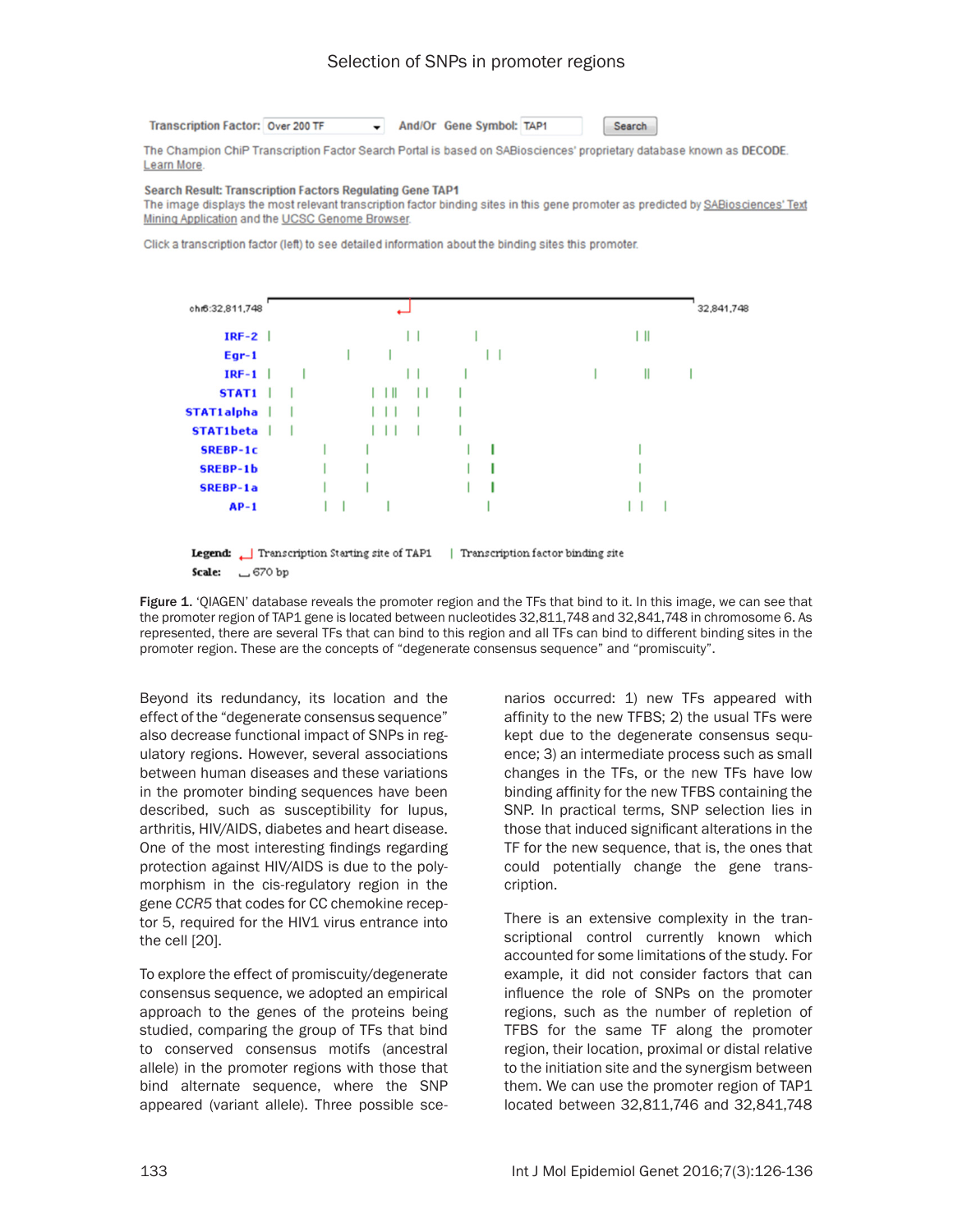Transcription Factor: Over 200 TF And/Or Gene Symbol: TAP1 Search

The Champion ChiP Transcription Factor Search Portal is based on SABiosciences' proprietary database known as DECODE. Learn More.

**Search Result: Transcription Factors Regulating Gene TAP1**

The image displays the most relevant transcription factor binding sites in this gene promoter as predicted by SABiosciences' Text Mining Application and the UCSC Genome Browser.

Click a transcription factor (left) to see detailed information about the binding sites this promoter.

chr6:32,811,748 — 32,841,748

IRF-2
Egr-1
IRF-1
STAT1
STAT1alpha
STAT1beta
SREBP-1c
SREBP-1b
SREBP-1a
AP-1

Legend: Transcription Starting site of TAP1 | Transcription factor binding site

Scale: 670 bp

Figure 1. 'QIAGEN' database reveals the promoter region and the TFs that bind to it. In this image, we can see that the promoter region of TAP1 gene is located between nucleotides 32,811,748 and 32,841,748 in chromosome 6. As represented, there are several TFs that can bind to this region and all TFs can bind to different binding sites in the promoter region. These are the concepts of "degenerate consensus sequence" and "promiscuity".

Beyond its redundancy, its location and the effect of the "degenerate consensus sequence" also decrease functional impact of SNPs in regulatory regions. However, several associations between human diseases and these variations in the promoter binding sequences have been described, such as susceptibility for lupus, arthritis, HIV/AIDS, diabetes and heart disease. One of the most interesting findings regarding protection against HIV/AIDS is due to the polymorphism in the cis-regulatory region in the gene *CCR5* that codes for CC chemokine receptor 5, required for the HIV1 virus entrance into the cell [20].

To explore the effect of promiscuity/degenerate consensus sequence, we adopted an empirical approach to the genes of the proteins being studied, comparing the group of TFs that bind to conserved consensus motifs (ancestral allele) in the promoter regions with those that bind alternate sequence, where the SNP appeared (variant allele). Three possible scenarios occurred: 1) new TFs appeared with affinity to the new TFBS; 2) the usual TFs were kept due to the degenerate consensus sequence; 3) an intermediate process such as small changes in the TFs, or the new TFs have low binding affinity for the new TFBS containing the SNP. In practical terms, SNP selection lies in those that induced significant alterations in the TF for the new sequence, that is, the ones that could potentially change the gene transcription.

There is an extensive complexity in the transcriptional control currently known which accounted for some limitations of the study. For example, it did not consider factors that can influence the role of SNPs on the promoter regions, such as the number of repletion of TFBS for the same TF along the promoter region, their location, proximal or distal relative to the initiation site and the synergism between them. We can use the promoter region of TAP1 located between 32,811,746 and 32,841,748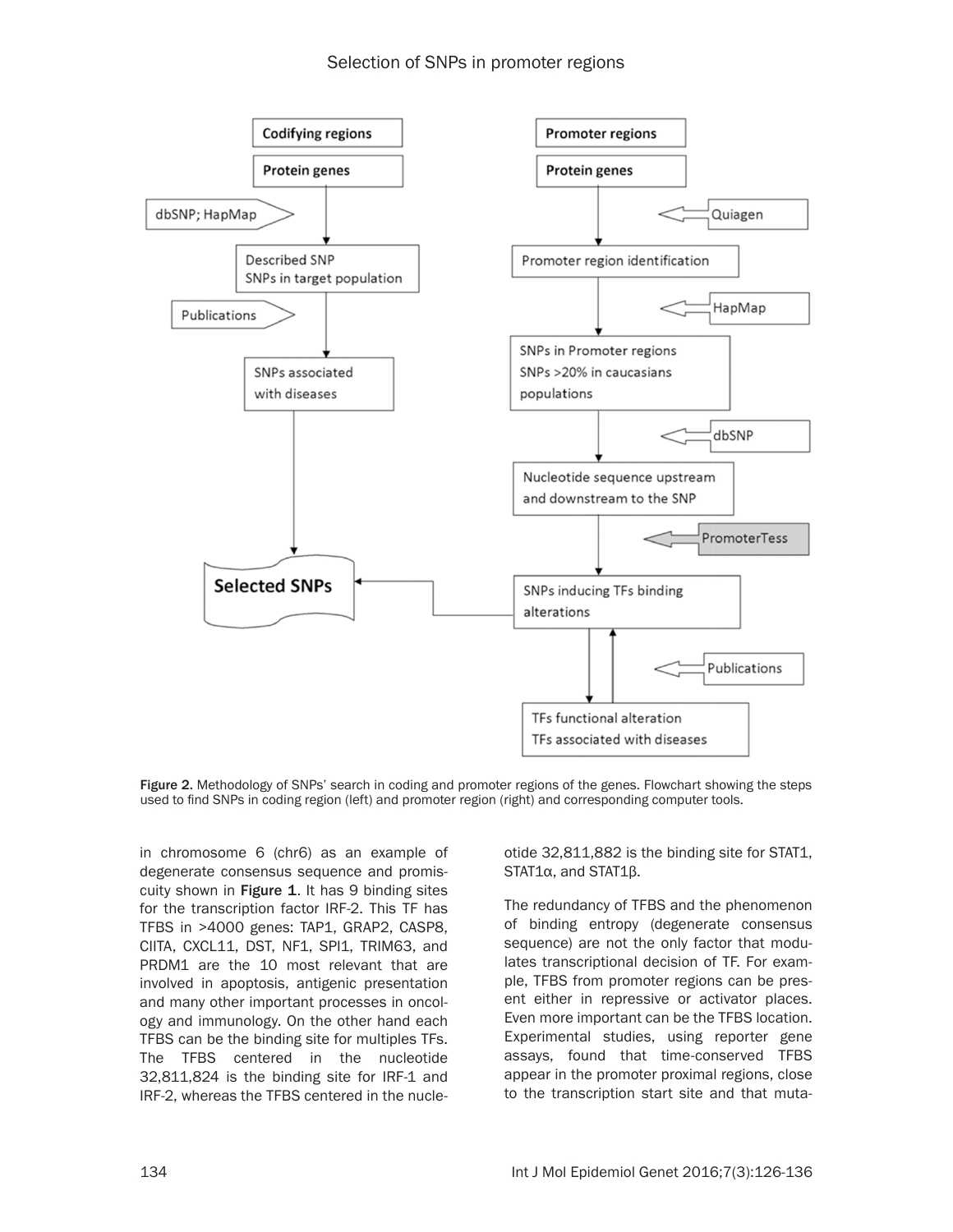Figure 2. Methodology of SNPs' search in coding and promoter regions of the genes. Flowchart showing the steps used to find SNPs in coding region (left) and promoter region (right) and corresponding computer tools.

in chromosome 6 (chr6) as an example of degenerate consensus sequence and promiscuity shown in **Figure 1**. It has 9 binding sites for the transcription factor IRF-2. This TF has TFBS in >4000 genes: TAP1, GRAP2, CASP8, CIITA, CXCL11, DST, NF1, SPI1, TRIM63, and PRDM1 are the 10 most relevant that are involved in apoptosis, antigenic presentation and many other important processes in oncology and immunology. On the other hand each TFBS can be the binding site for multiples TFs. The TFBS centered in the nucleotide 32,811,824 is the binding site for IRF-1 and IRF-2, whereas the TFBS centered in the nucleotide 32,811,882 is the binding site for STAT1, STAT1α, and STAT1β.

The redundancy of TFBS and the phenomenon of binding entropy (degenerate consensus sequence) are not the only factor that modulates transcriptional decision of TF. For example, TFBS from promoter regions can be present either in repressive or activator places. Even more important can be the TFBS location. Experimental studies, using reporter gene assays, found that time-conserved TFBS appear in the promoter proximal regions, close to the transcription start site and that muta-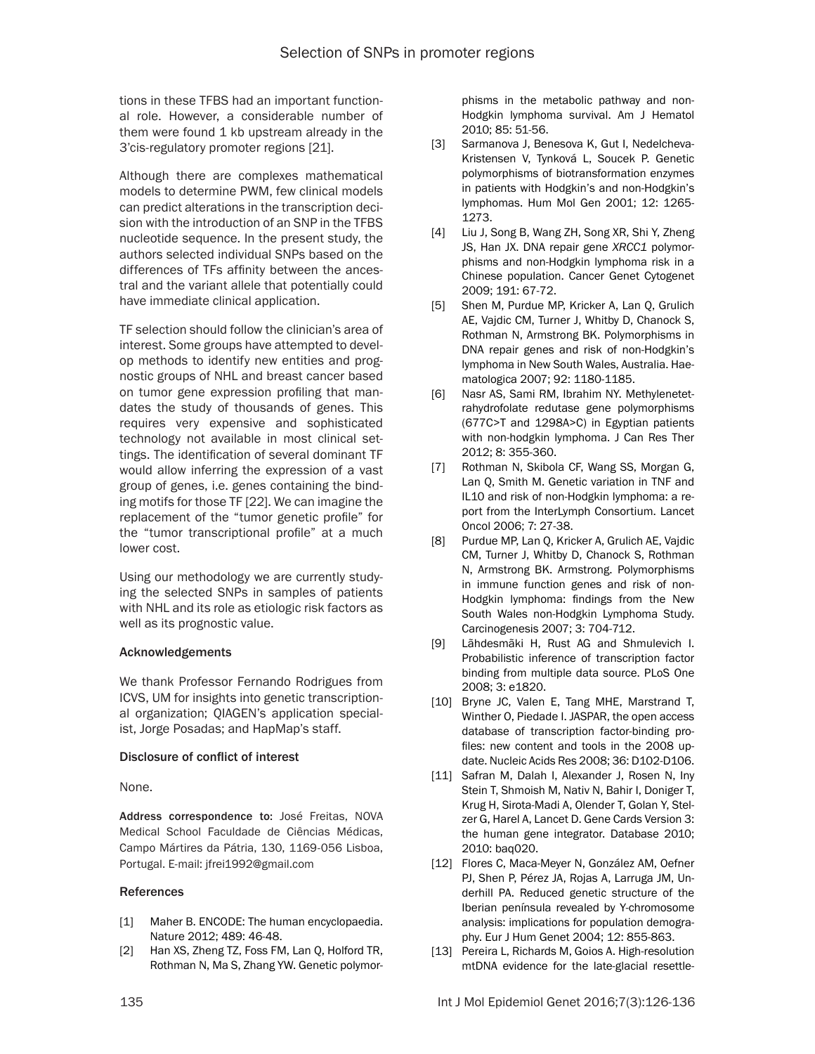tions in these TFBS had an important functional role. However, a considerable number of them were found 1 kb upstream already in the 3'cis-regulatory promoter regions [21].

Although there are complexes mathematical models to determine PWM, few clinical models can predict alterations in the transcription decision with the introduction of an SNP in the TFBS nucleotide sequence. In the present study, the authors selected individual SNPs based on the differences of TFs affinity between the ancestral and the variant allele that potentially could have immediate clinical application.

TF selection should follow the clinician's area of interest. Some groups have attempted to develop methods to identify new entities and prognostic groups of NHL and breast cancer based on tumor gene expression profiling that mandates the study of thousands of genes. This requires very expensive and sophisticated technology not available in most clinical settings. The identification of several dominant TF would allow inferring the expression of a vast group of genes, i.e. genes containing the binding motifs for those TF [22]. We can imagine the replacement of the "tumor genetic profile" for the "tumor transcriptional profile" at a much lower cost.

Using our methodology we are currently studying the selected SNPs in samples of patients with NHL and its role as etiologic risk factors as well as its prognostic value.

### Acknowledgements

We thank Professor Fernando Rodrigues from ICVS, UM for insights into genetic transcriptional organization; QIAGEN's application specialist, Jorge Posadas; and HapMap's staff.

### Disclosure of conflict of interest

None.

**Address correspondence to:** José Freitas, NOVA Medical School Faculdade de Ciências Médicas, Campo Mártires da Pátria, 130, 1169-056 Lisboa, Portugal. E-mail: jfrei1992@gmail.com

### References

[1] Maher B. ENCODE: The human encyclopaedia. Nature 2012; 489: 46-48.

[2] Han XS, Zheng TZ, Foss FM, Lan Q, Holford TR, Rothman N, Ma S, Zhang YW. Genetic polymorphisms in the metabolic pathway and non-Hodgkin lymphoma survival. Am J Hematol 2010; 85: 51-56.

[3] Sarmanova J, Benesova K, Gut I, Nedelcheva-Kristensen V, Tynková L, Soucek P. Genetic polymorphisms of biotransformation enzymes in patients with Hodgkin's and non-Hodgkin's lymphomas. Hum Mol Gen 2001; 12: 1265-1273.

[4] Liu J, Song B, Wang ZH, Song XR, Shi Y, Zheng JS, Han JX. DNA repair gene *XRCC1* polymorphisms and non-Hodgkin lymphoma risk in a Chinese population. Cancer Genet Cytogenet 2009; 191: 67-72.

[5] Shen M, Purdue MP, Kricker A, Lan Q, Grulich AE, Vajdic CM, Turner J, Whitby D, Chanock S, Rothman N, Armstrong BK. Polymorphisms in DNA repair genes and risk of non-Hodgkin's lymphoma in New South Wales, Australia. Haematologica 2007; 92: 1180-1185.

[6] Nasr AS, Sami RM, Ibrahim NY. Methylenetetrahydrofolate redutase gene polymorphisms (677C>T and 1298A>C) in Egyptian patients with non-hodgkin lymphoma. J Can Res Ther 2012; 8: 355-360.

[7] Rothman N, Skibola CF, Wang SS, Morgan G, Lan Q, Smith M. Genetic variation in TNF and IL10 and risk of non-Hodgkin lymphoma: a report from the InterLymph Consortium. Lancet Oncol 2006; 7: 27-38.

[8] Purdue MP, Lan Q, Kricker A, Grulich AE, Vajdic CM, Turner J, Whitby D, Chanock S, Rothman N, Armstrong BK. Armstrong. Polymorphisms in immune function genes and risk of non-Hodgkin lymphoma: findings from the New South Wales non-Hodgkin Lymphoma Study. Carcinogenesis 2007; 3: 704-712.

[9] Lähdesmäki H, Rust AG and Shmulevich I. Probabilistic inference of transcription factor binding from multiple data source. PLoS One 2008; 3: e1820.

[10] Bryne JC, Valen E, Tang MHE, Marstrand T, Winther O, Piedade I. JASPAR, the open access database of transcription factor-binding profiles: new content and tools in the 2008 update. Nucleic Acids Res 2008; 36: D102-D106.

[11] Safran M, Dalah I, Alexander J, Rosen N, Iny Stein T, Shmoish M, Nativ N, Bahir I, Doniger T, Krug H, Sirota-Madi A, Olender T, Golan Y, Stelzer G, Harel A, Lancet D. Gene Cards Version 3: the human gene integrator. Database 2010; 2010: baq020.

[12] Flores C, Maca-Meyer N, González AM, Oefner PJ, Shen P, Pérez JA, Rojas A, Larruga JM, Underhill PA. Reduced genetic structure of the Iberian península revealed by Y-chromosome analysis: implications for population demography. Eur J Hum Genet 2004; 12: 855-863.

[13] Pereira L, Richards M, Goios A. High-resolution mtDNA evidence for the late-glacial resettle-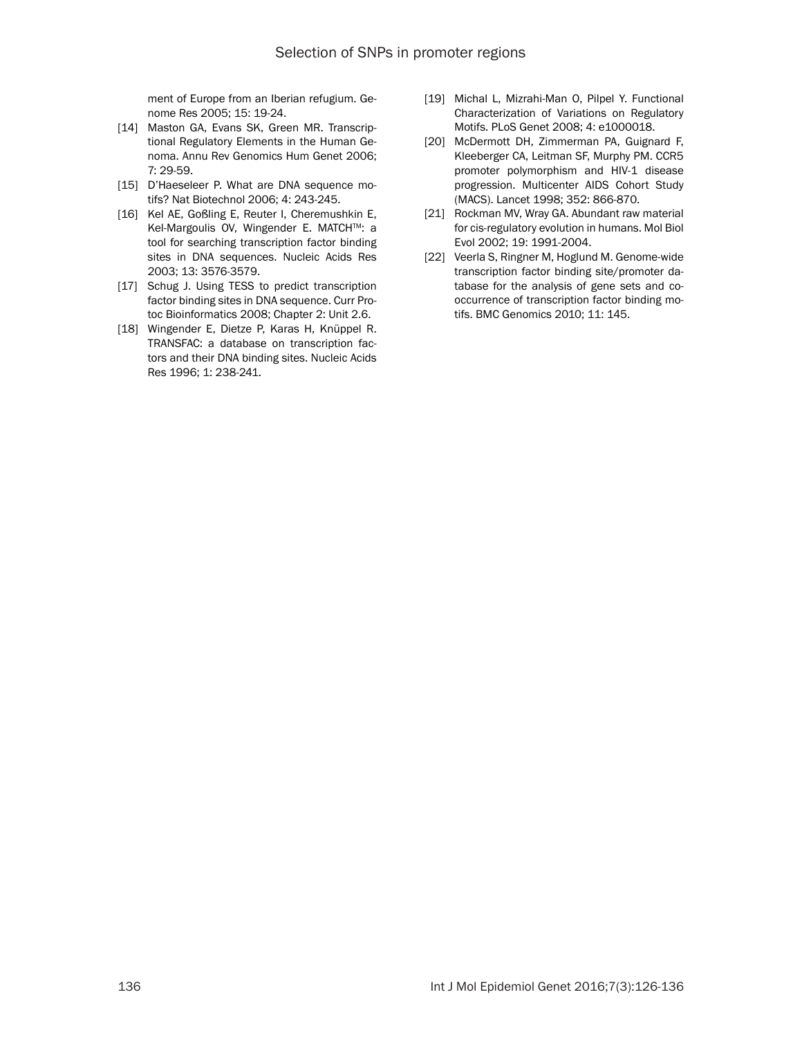ment of Europe from an Iberian refugium. Genome Res 2005; 15: 19-24.

[14] Maston GA, Evans SK, Green MR. Transcriptional Regulatory Elements in the Human Genoma. Annu Rev Genomics Hum Genet 2006; 7: 29-59.

[15] D'Haeseleer P. What are DNA sequence motifs? Nat Biotechnol 2006; 4: 243-245.

[16] Kel AE, Goßling E, Reuter I, Cheremushkin E, Kel-Margoulis OV, Wingender E. MATCH™: a tool for searching transcription factor binding sites in DNA sequences. Nucleic Acids Res 2003; 13: 3576-3579.

[17] Schug J. Using TESS to predict transcription factor binding sites in DNA sequence. Curr Protoc Bioinformatics 2008; Chapter 2: Unit 2.6.

[18] Wingender E, Dietze P, Karas H, Knüppel R. TRANSFAC: a database on transcription factors and their DNA binding sites. Nucleic Acids Res 1996; 1: 238-241.

[19] Michal L, Mizrahi-Man O, Pilpel Y. Functional Characterization of Variations on Regulatory Motifs. PLoS Genet 2008; 4: e1000018.

[20] McDermott DH, Zimmerman PA, Guignard F, Kleeberger CA, Leitman SF, Murphy PM. CCR5 promoter polymorphism and HIV-1 disease progression. Multicenter AIDS Cohort Study (MACS). Lancet 1998; 352: 866-870.

[21] Rockman MV, Wray GA. Abundant raw material for cis-regulatory evolution in humans. Mol Biol Evol 2002; 19: 1991-2004.

[22] Veerla S, Ringner M, Hoglund M. Genome-wide transcription factor binding site/promoter database for the analysis of gene sets and co-occurrence of transcription factor binding motifs. BMC Genomics 2010; 11: 145.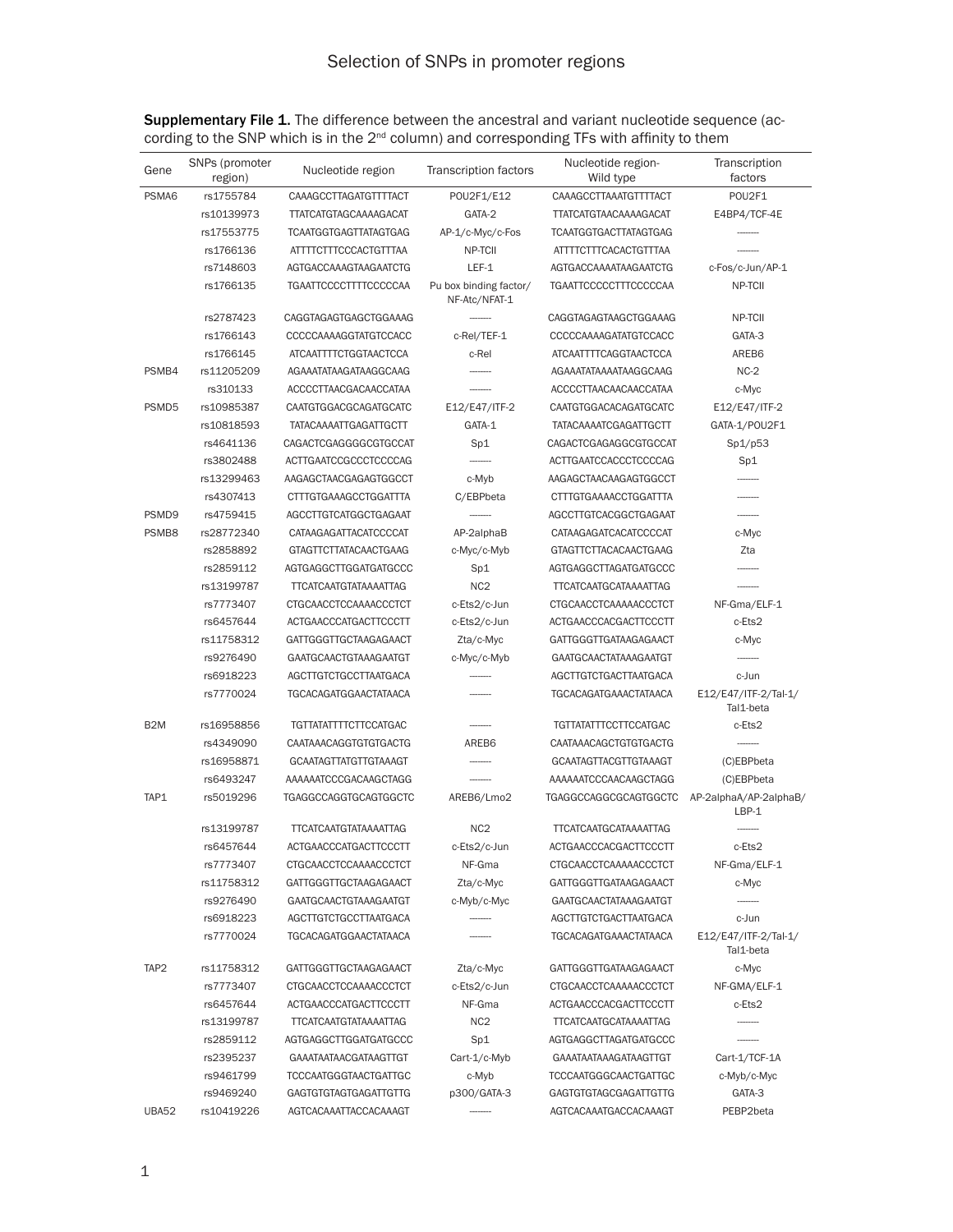**Supplementary File 1.** The difference between the ancestral and variant nucleotide sequence (according to the SNP which is in the 2nd column) and corresponding TFs with affinity to them

| Gene | SNPs (promoter region) | Nucleotide region | Transcription factors | Nucleotide region-Wild type | Transcription factors |
|---|---|---|---|---|---|
| PSMA6 | rs1755784 | CAAAGCCTTAGATGTTTTACT | POU2F1/E12 | CAAAGCCTTAAATGTTTTACT | POU2F1 |
| | rs10139973 | TTATCATGTAGCAAAAGACAT | GATA-2 | TTATCATGTAACAAAAGACAT | E4BP4/TCF-4E |
| | rs17553775 | TCAATGGTGAGTTATAGTGAG | AP-1/c-Myc/c-Fos | TCAATGGTGACTTATAGTGAG | ------- |
| | rs1766136 | ATTTTCTTTCCCACTGTTTAA | NP-TCII | ATTTTCTTTCACACTGTTTAA | ------- |
| | rs7148603 | AGTGACCAAAGTAAGAATCTG | LEF-1 | AGTGACCAAAATAAGAATCTG | c-Fos/c-Jun/AP-1 |
| | rs1766135 | TGAATTCCCCTTTTCCCCCAA | Pu box binding factor/ NF-Atc/NFAT-1 | TGAATTCCCCCTTTCCCCCAA | NP-TCII |
| | rs2787423 | CAGGTAGAGTGAGCTGGAAAG | ------- | CAGGTAGAGTAAGCTGGAAAG | NP-TCII |
| | rs1766143 | CCCCCAAAAGGTATGTCCACC | c-Rel/TEF-1 | CCCCCAAAAGATATGTCCACC | GATA-3 |
| | rs1766145 | ATCAATTTTCTGGTAACTCCA | c-Rel | ATCAATTTTCAGGTAACTCCA | AREB6 |
| PSMB4 | rs11205209 | AGAAATATAAGATAAGGCAAG | ------- | AGAAATATAAAATAAGGCAAG | NC-2 |
| | rs310133 | ACCCCTTAACGACAACCATAA | ------- | ACCCCTTAACAACAACCATAA | c-Myc |
| PSMD5 | rs10985387 | CAATGTGGACGCAGATGCATC | E12/E47/ITF-2 | CAATGTGGACACAGATGCATC | E12/E47/ITF-2 |
| | rs10818593 | TATACAAAATTGAGATTGCTT | GATA-1 | TATACAAAATCGAGATTGCTT | GATA-1/POU2F1 |
| | rs4641136 | CAGACTCGAGGGGCGTGCCAT | Sp1 | CAGACTCGAGAGGCGTGCCAT | Sp1/p53 |
| | rs3802488 | ACTTGAATCCGCCCTCCCCAG | ------- | ACTTGAATCCACCCTCCCCAG | Sp1 |
| | rs13299463 | AAGAGCTAACGAGAGTGGCCT | c-Myb | AAGAGCTAACAAGAGTGGCCT | ------- |
| | rs4307413 | CTTTGTGAAAGCCTGGATTTA | C/EBPbeta | CTTTGTGAAAACCTGGATTTA | ------- |
| PSMD9 | rs4759415 | AGCCTTGTCATGGCTGAGAAT | ------- | AGCCTTGTCACGGCTGAGAAT | ------- |
| PSMB8 | rs28772340 | CATAAGAGATTACATCCCCAT | AP-2alphaB | CATAAGAGATCACATCCCCAT | c-Myc |
| | rs2858892 | GTAGTTCTTATACAACTGAAG | c-Myc/c-Myb | GTAGTTCTTACACAACTGAAG | Zta |
| | rs2859112 | AGTGAGGCTTGGATGATGCCC | Sp1 | AGTGAGGCTTAGATGATGCCC | ------- |
| | rs13199787 | TTCATCAATGTATAAAATTAG | NC2 | TTCATCAATGCATAAAATTAG | ------- |
| | rs7773407 | CTGCAACCTCCAAAACCCTCT | c-Ets2/c-Jun | CTGCAACCTCAAAAACCCTCT | NF-Gma/ELF-1 |
| | rs6457644 | ACTGAACCCATGACTTCCCTT | c-Ets2/c-Jun | ACTGAACCCACGACTTCCCTT | c-Ets2 |
| | rs11758312 | GATTGGGTTGCTAAGAGAACT | Zta/c-Myc | GATTGGGTTGATAAGAGAACT | c-Myc |
| | rs9276490 | GAATGCAACTGTAAAGAATGT | c-Myc/c-Myb | GAATGCAACTATAAAGAATGT | ------- |
| | rs6918223 | AGCTTGTCTGCCTTAATGACA | ------- | AGCTTGTCTGACTTAATGACA | c-Jun |
| | rs7770024 | TGCACAGATGGAACTATAACA | ------- | TGCACAGATGAAACTATAACA | E12/E47/ITF-2/Tal-1/ Tal1-beta |
| B2M | rs16958856 | TGTTATATTTTCTTCCATGAC | ------- | TGTTATATTTCCTTCCATGAC | c-Ets2 |
| | rs4349090 | CAATAAACAGGTGTGTGACTG | AREB6 | CAATAAACAGCTGTGTGACTG | ------- |
| | rs16958871 | GCAATAGTTATGTTGTAAAGT | ------- | GCAATAGTTACGTTGTAAAGT | (C)EBPbeta |
| | rs6493247 | AAAAAATCCCGACAAGCTAGG | ------- | AAAAAATCCCAACAAGCTAGG | (C)EBPbeta |
| TAP1 | rs5019296 | TGAGGCCAGGTGCAGTGGCTC | AREB6/Lmo2 | TGAGGCCAGGCGCAGTGGCTC | AP-2alphaA/AP-2alphaB/ LBP-1 |
| | rs13199787 | TTCATCAATGTATAAAATTAG | NC2 | TTCATCAATGCATAAAATTAG | ------- |
| | rs6457644 | ACTGAACCCATGACTTCCCTT | c-Ets2/c-Jun | ACTGAACCCACGACTTCCCTT | c-Ets2 |
| | rs7773407 | CTGCAACCTCCAAAACCCTCT | NF-Gma | CTGCAACCTCAAAAACCCTCT | NF-Gma/ELF-1 |
| | rs11758312 | GATTGGGTTGCTAAGAGAACT | Zta/c-Myc | GATTGGGTTGATAAGAGAACT | c-Myc |
| | rs9276490 | GAATGCAACTGTAAAGAATGT | c-Myb/c-Myc | GAATGCAACTATAAAGAATGT | ------- |
| | rs6918223 | AGCTTGTCTGCCTTAATGACA | ------- | AGCTTGTCTGACTTAATGACA | c-Jun |
| | rs7770024 | TGCACAGATGGAACTATAACA | ------- | TGCACAGATGAAACTATAACA | E12/E47/ITF-2/Tal-1/ Tal1-beta |
| TAP2 | rs11758312 | GATTGGGTTGCTAAGAGAACT | Zta/c-Myc | GATTGGGTTGATAAGAGAACT | c-Myc |
| | rs7773407 | CTGCAACCTCCAAAACCCTCT | c-Ets2/c-Jun | CTGCAACCTCAAAAACCCTCT | NF-GMA/ELF-1 |
| | rs6457644 | ACTGAACCCATGACTTCCCTT | NF-Gma | ACTGAACCCACGACTTCCCTT | c-Ets2 |
| | rs13199787 | TTCATCAATGTATAAAATTAG | NC2 | TTCATCAATGCATAAAATTAG | ------- |
| | rs2859112 | AGTGAGGCTTGGATGATGCCC | Sp1 | AGTGAGGCTTAGATGATGCCC | ------- |
| | rs2395237 | GAAATAATAACGATAAGTTGT | Cart-1/c-Myb | GAAATAATAAAGATAAGTTGT | Cart-1/TCF-1A |
| | rs9461799 | TCCCAATGGGTAACTGATTGC | c-Myb | TCCCAATGGGCAACTGATTGC | c-Myb/c-Myc |
| | rs9469240 | GAGTGTGTAGTGAGATTGTTG | p300/GATA-3 | GAGTGTGTAGCGAGATTGTTG | GATA-3 |
| UBA52 | rs10419226 | AGTCACAAATTACCACAAAGT | ------- | AGTCACAAATGACCACAAAGT | PEBP2beta |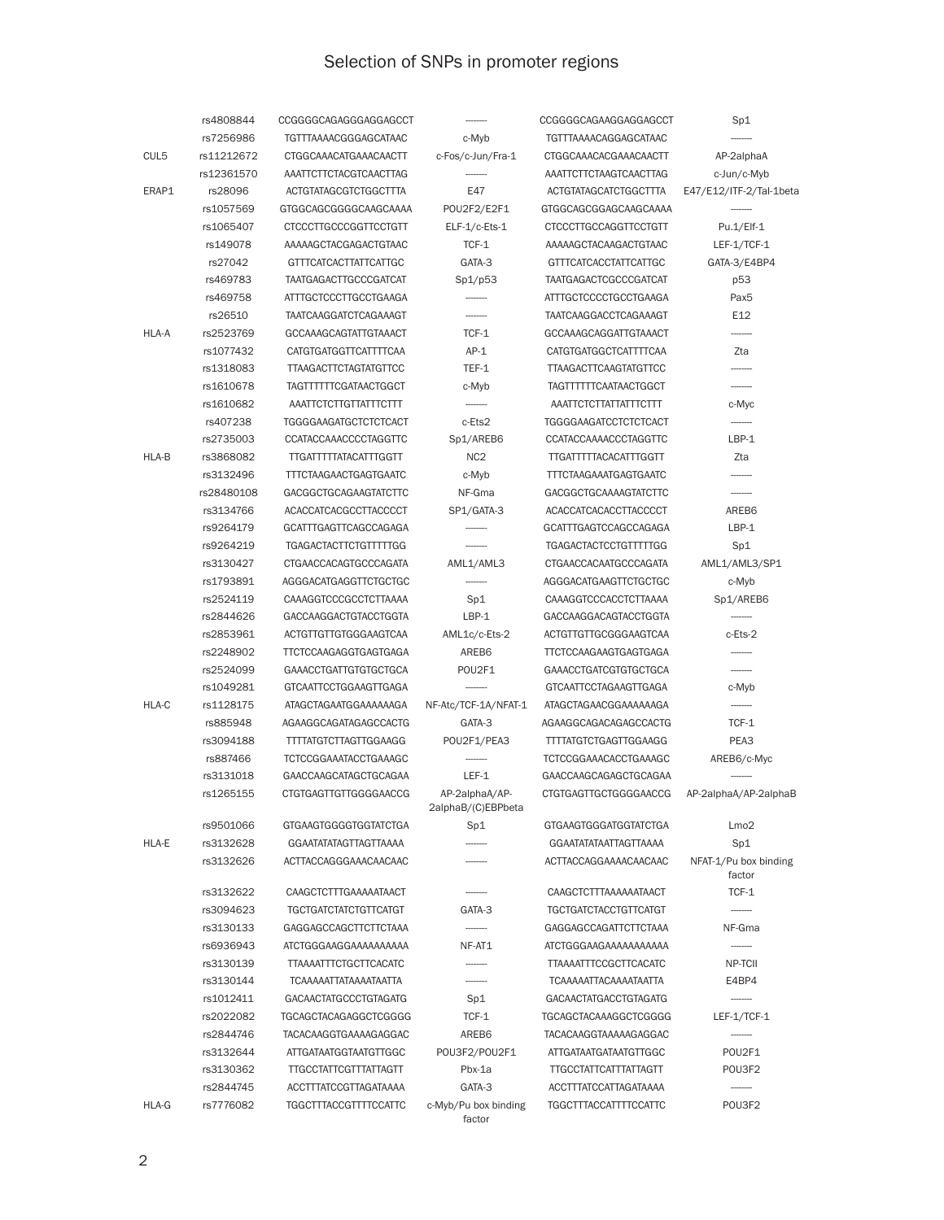# Selection of SNPs in promoter regions

| | | | | | |
|---|---|---|---|---|---|
| | rs4808844 | CCGGGGCAGAGGGAGGAGCCT | ------- | CCGGGGCAGAAGGAGGAGCCT | Sp1 |
| | rs7256986 | TGTTTAAAACGGGAGCATAAC | c-Myb | TGTTTAAAACAGGAGCATAAC | ------- |
| CUL5 | rs11212672 | CTGGCAAACATGAAACAACTT | c-Fos/c-Jun/Fra-1 | CTGGCAAACACGAAACAACTT | AP-2alphaA |
| | rs12361570 | AAATTCTTCTACGTCAACTTAG | ------- | AAATTCTTCTAAGTCAACTTAG | c-Jun/c-Myb |
| ERAP1 | rs28096 | ACTGTATAGCGTCTGGCTTTA | E47 | ACTGTATAGCATCTGGCTTTA | E47/E12/ITF-2/Tal-1beta |
| | rs1057569 | GTGGCAGCGGGGCAAGCAAAA | POU2F2/E2F1 | GTGGCAGCGGAGCAAGCAAAA | ------- |
| | rs1065407 | CTCCCTTGCCCGGTTCCTGTT | ELF-1/c-Ets-1 | CTCCCTTGCCAGGTTCCTGTT | Pu.1/Elf-1 |
| | rs149078 | AAAAAGCTACGAGACTGTAAC | TCF-1 | AAAAAGCTACAAGACTGTAAC | LEF-1/TCF-1 |
| | rs27042 | GTTTCATCACTTATTCATTGC | GATA-3 | GTTTCATCACCTATTCATTGC | GATA-3/E4BP4 |
| | rs469783 | TAATGAGACTTGCCCGATCAT | Sp1/p53 | TAATGAGACTCGCCCGATCAT | p53 |
| | rs469758 | ATTTGCTCCCTTGCCTGAAGA | ------- | ATTTGCTCCCCTGCCTGAAGA | Pax5 |
| | rs26510 | TAATCAAGGATCTCAGAAAGT | ------- | TAATCAAGGACCTCAGAAAGT | E12 |
| HLA-A | rs2523769 | GCCAAAGCAGTATTGTAAACT | TCF-1 | GCCAAAGCAGGATTGTAAACT | ------- |
| | rs1077432 | CATGTGATGGTTCATTTTCAA | AP-1 | CATGTGATGGCTCATTTTCAA | Zta |
| | rs1318083 | TTAAGACTTCTAGTATGTTCC | TEF-1 | TTAAGACTTCAAGTATGTTCC | ------- |
| | rs1610678 | TAGTTTTTTCGATAACTGGCT | c-Myb | TAGTTTTTTCAATAACTGGCT | ------- |
| | rs1610682 | AAATTCTCTTGTTATTTCTTT | ------- | AAATTCTCTTATTATTTCTTT | c-Myc |
| | rs407238 | TGGGGAAGATGCTCTCTCACT | c-Ets2 | TGGGGAAGATCCTCTCTCACT | ------- |
| | rs2735003 | CCATACCAAACCCCTAGGTTC | Sp1/AREB6 | CCATACCAAAACCCTAGGTTC | LBP-1 |
| HLA-B | rs3868082 | TTGATTTTTATACATTTGGTT | NC2 | TTGATTTTTACACATTTGGTT | Zta |
| | rs3132496 | TTTCTAAGAACTGAGTGAATC | c-Myb | TTTCTAAGAAATGAGTGAATC | ------- |
| | rs28480108 | GACGGCTGCAGAAGTATCTTC | NF-Gma | GACGGCTGCAAAAGTATCTTC | ------- |
| | rs3134766 | ACACCATCACGCCTTACCCCT | SP1/GATA-3 | ACACCATCACACCTTACCCCT | AREB6 |
| | rs9264179 | GCATTTGAGTTCAGCCAGAGA | ------- | GCATTTGAGTCCAGCCAGAGA | LBP-1 |
| | rs9264219 | TGAGACTACTTCTGTTTTTGG | ------- | TGAGACTACTCCTGTTTTTGG | Sp1 |
| | rs3130427 | CTGAACCACAGTGCCCAGATA | AML1/AML3 | CTGAACCACAATGCCCAGATA | AML1/AML3/SP1 |
| | rs1793891 | AGGGACATGAGGTTCTGCTGC | ------- | AGGGACATGAAGTTCTGCTGC | c-Myb |
| | rs2524119 | CAAAGGTCCCGCCTCTTAAAA | Sp1 | CAAAGGTCCCACCTCTTAAAA | Sp1/AREB6 |
| | rs2844626 | GACCAAGGACTGTACCTGGTA | LBP-1 | GACCAAGGACAGTACCTGGTA | ------- |
| | rs2853961 | ACTGTTGTTGTGGGAAGTCAA | AML1c/c-Ets-2 | ACTGTTGTTGCGGGAAGTCAA | c-Ets-2 |
| | rs2248902 | TTCTCCAAGAGGTGAGTGAGA | AREB6 | TTCTCCAAGAAGTGAGTGAGA | ------- |
| | rs2524099 | GAAACCTGATTGTGTGCTGCA | POU2F1 | GAAACCTGATCGTGTGCTGCA | ------- |
| | rs1049281 | GTCAATTCCTGGAAGTTGAGA | ------- | GTCAATTCCTAGAAGTTGAGA | c-Myb |
| HLA-C | rs1128175 | ATAGCTAGAATGGAAAAAAGA | NF-Atc/TCF-1A/NFAT-1 | ATAGCTAGAACGGAAAAAAGA | ------- |
| | rs885948 | AGAAGGCAGATAGAGCCACTG | GATA-3 | AGAAGGCAGACAGAGCCACTG | TCF-1 |
| | rs3094188 | TTTTATGTCTTAGTTGGAAGG | POU2F1/PEA3 | TTTTATGTCTGAGTTGGAAGG | PEA3 |
| | rs887466 | TCTCCGGAAATACCTGAAAGC | ------- | TCTCCGGAAACACCTGAAAGC | AREB6/c-Myc |
| | rs3131018 | GAACCAAGCATAGCTGCAGAA | LEF-1 | GAACCAAGCAGAGCTGCAGAA | ------- |
| | rs1265155 | CTGTGAGTTGTTGGGGAACCG | AP-2alphaA/AP-2alphaB/(C)EBPbeta | CTGTGAGTTGCTGGGGAACCG | AP-2alphaA/AP-2alphaB |
| | rs9501066 | GTGAAGTGGGGTGGTATCTGA | Sp1 | GTGAAGTGGGATGGTATCTGA | Lmo2 |
| HLA-E | rs3132628 | GGAATATATAGTTAGTTAAAA | ------- | GGAATATATAATTAGTTAAAA | Sp1 |
| | rs3132626 | ACTTACCAGGGAAACAACAAC | ------- | ACTTACCAGGAAAACAACAAC | NFAT-1/Pu box binding factor |
| | rs3132622 | CAAGCTCTTTGAAAAATAACT | ------- | CAAGCTCTTTAAAAAATAACT | TCF-1 |
| | rs3094623 | TGCTGATCTATCTGTTCATGT | GATA-3 | TGCTGATCTACCTGTTCATGT | ------- |
| | rs3130133 | GAGGAGCCAGCTTCTTCTAAA | ------- | GAGGAGCCAGATTCTTCTAAA | NF-Gma |
| | rs6936943 | ATCTGGGAAGGAAAAAAAAAA | NF-AT1 | ATCTGGGAAGAAAAAAAAAAA | ------- |
| | rs3130139 | TTAAAATTTCTGCTTCACATC | ------- | TTAAAATTTCCGCTTCACATC | NP-TCII |
| | rs3130144 | TCAAAAATTATAAAATAATTA | ------- | TCAAAAATTACAAAATAATTA | E4BP4 |
| | rs1012411 | GACAACTATGCCCTGTAGATG | Sp1 | GACAACTATGACCTGTAGATG | ------- |
| | rs2022082 | TGCAGCTACAGAGGCTCGGGG | TCF-1 | TGCAGCTACAAAGGCTCGGGG | LEF-1/TCF-1 |
| | rs2844746 | TACACAAGGTGAAAAGAGGAC | AREB6 | TACACAAGGTAAAAAGAGGAC | ------- |
| | rs3132644 | ATTGATAATGGTAATGTTGGC | POU3F2/POU2F1 | ATTGATAATGATAATGTTGGC | POU2F1 |
| | rs3130362 | TTGCCTATTCGTTTATTAGTT | Pbx-1a | TTGCCTATTCATTTATTAGTT | POU3F2 |
| | rs2844745 | ACCTTTATCCGTTAGATAAAA | GATA-3 | ACCTTTATCCATTAGATAAAA | ------- |
| HLA-G | rs7776082 | TGGCTTTACCGTTTTCCATTC | c-Myb/Pu box binding factor | TGGCTTTACCATTTTCCATTC | POU3F2 |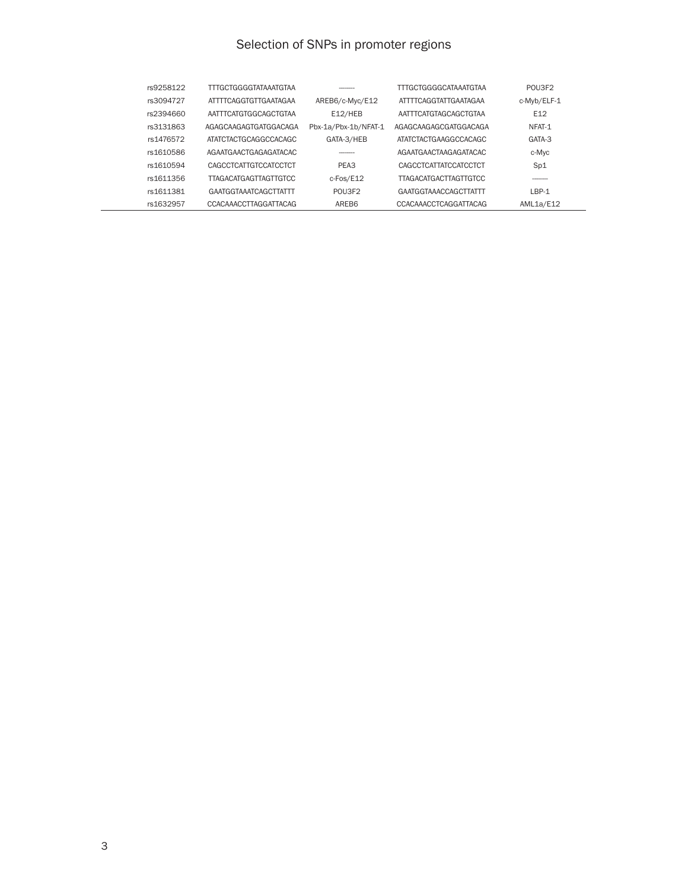Selection of SNPs in promoter regions

| | | | | |
|---|---|---|---|---|
| rs9258122 | TTTGCTGGGGTATAAATGTAA | -------- | TTTGCTGGGGCATAAATGTAA | POU3F2 |
| rs3094727 | ATTTTCAGGTGTTGAATAGAA | AREB6/c-Myc/E12 | ATTTTCAGGTATTGAATAGAA | c-Myb/ELF-1 |
| rs2394660 | AATTTCATGTGGCAGCTGTAA | E12/HEB | AATTTCATGTAGCAGCTGTAA | E12 |
| rs3131863 | AGAGCAAGAGTGATGGACAGA | Pbx-1a/Pbx-1b/NFAT-1 | AGAGCAAGAGCGATGGACAGA | NFAT-1 |
| rs1476572 | ATATCTACTGCAGGCCACAGC | GATA-3/HEB | ATATCTACTGAAGGCCACAGC | GATA-3 |
| rs1610586 | AGAATGAACTGAGAGATACAC | -------- | AGAATGAACTAAGAGATACAC | c-Myc |
| rs1610594 | CAGCCTCATTGTCCATCCTCT | PEA3 | CAGCCTCATTATCCATCCTCT | Sp1 |
| rs1611356 | TTAGACATGAGTTAGTTGTCC | c-Fos/E12 | TTAGACATGACTTAGTTGTCC | -------- |
| rs1611381 | GAATGGTAAATCAGCTTATTT | POU3F2 | GAATGGTAAACCAGCTTATTT | LBP-1 |
| rs1632957 | CCACAAACCTTAGGATTACAG | AREB6 | CCACAAACCTCAGGATTACAG | AML1a/E12 |